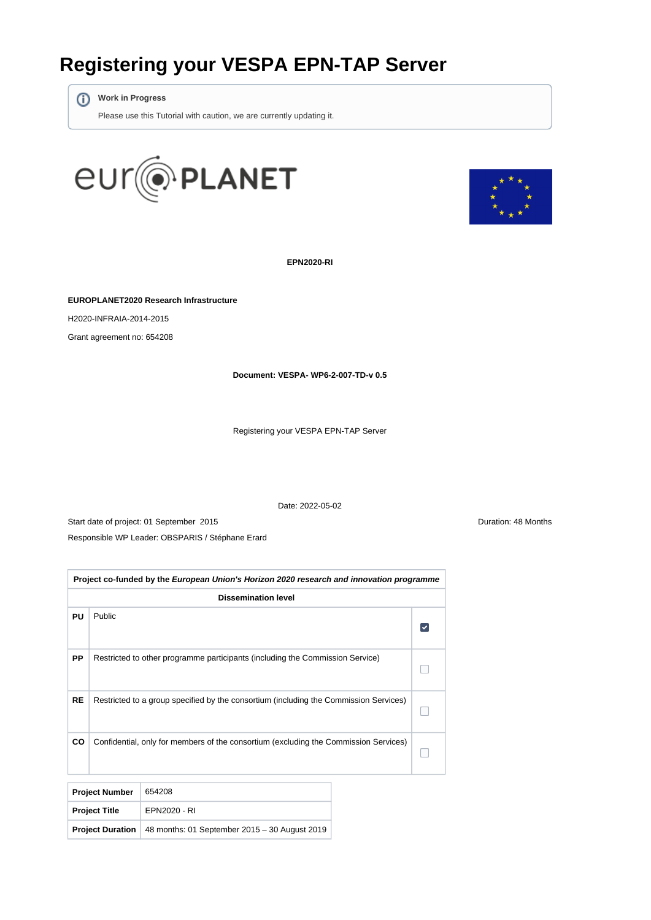# Registering your VESPA EPN-TAP Server

> **Work in Progress**
>
> Please use this Tutorial with caution, we are currently updating it.

**EPN2020-RI**

**EUROPLANET2020 Research Infrastructure**

H2020-INFRAIA-2014-2015

Grant agreement no: 654208

**Document: VESPA- WP6-2-007-TD-v 0.5**

Registering your VESPA EPN-TAP Server

Date: 2022-05-02

Start date of project: 01 September 2015

Duration: 48 Months

Responsible WP Leader: OBSPARIS / Stéphane Erard

| Project co-funded by the *European Union's Horizon 2020 research and innovation programme* | | |
|---|---|---|
| **Dissemination level** | | |
| **PU** | Public | ☑ |
| **PP** | Restricted to other programme participants (including the Commission Service) | ☐ |
| **RE** | Restricted to a group specified by the consortium (including the Commission Services) | ☐ |
| **CO** | Confidential, only for members of the consortium (excluding the Commission Services) | ☐ |

| **Project Number** | 654208 |
|---|---|
| **Project Title** | EPN2020 - RI |
| **Project Duration** | 48 months: 01 September 2015 – 30 August 2019 |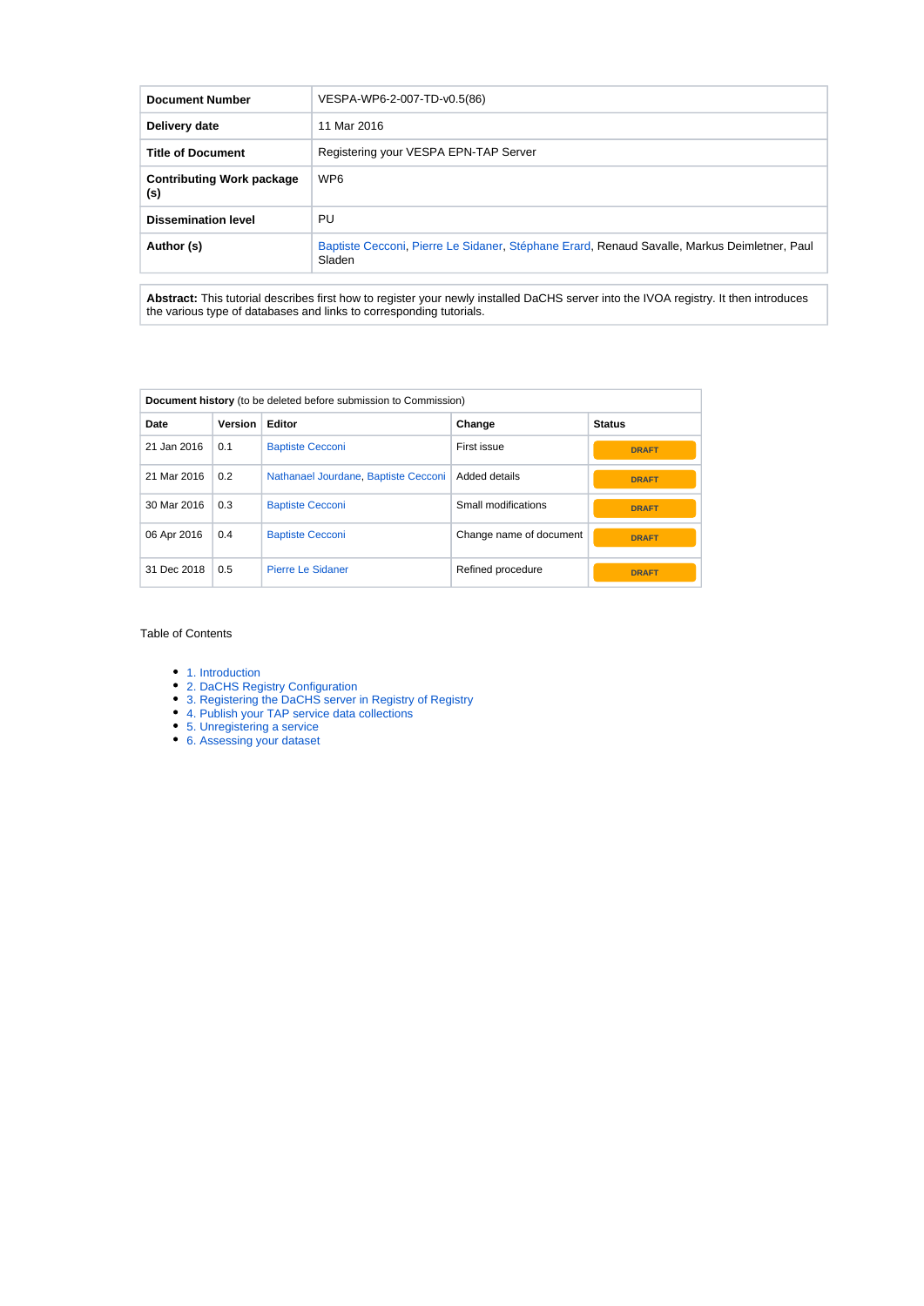| Document Number | VESPA-WP6-2-007-TD-v0.5(86) |
|---|---|
| Delivery date | 11 Mar 2016 |
| Title of Document | Registering your VESPA EPN-TAP Server |
| Contributing Work package (s) | WP6 |
| Dissemination level | PU |
| Author (s) | Baptiste Cecconi, Pierre Le Sidaner, Stéphane Erard, Renaud Savalle, Markus Deimletner, Paul Sladen |

**Abstract:** This tutorial describes first how to register your newly installed DaCHS server into the IVOA registry. It then introduces the various type of databases and links to corresponding tutorials.

| **Document history** (to be deleted before submission to Commission) | | | | |
|---|---|---|---|---|
| **Date** | **Version** | **Editor** | **Change** | **Status** |
| 21 Jan 2016 | 0.1 | Baptiste Cecconi | First issue | DRAFT |
| 21 Mar 2016 | 0.2 | Nathanael Jourdane, Baptiste Cecconi | Added details | DRAFT |
| 30 Mar 2016 | 0.3 | Baptiste Cecconi | Small modifications | DRAFT |
| 06 Apr 2016 | 0.4 | Baptiste Cecconi | Change name of document | DRAFT |
| 31 Dec 2018 | 0.5 | Pierre Le Sidaner | Refined procedure | DRAFT |

Table of Contents

- 1. Introduction
- 2. DaCHS Registry Configuration
- 3. Registering the DaCHS server in Registry of Registry
- 4. Publish your TAP service data collections
- 5. Unregistering a service
- 6. Assessing your dataset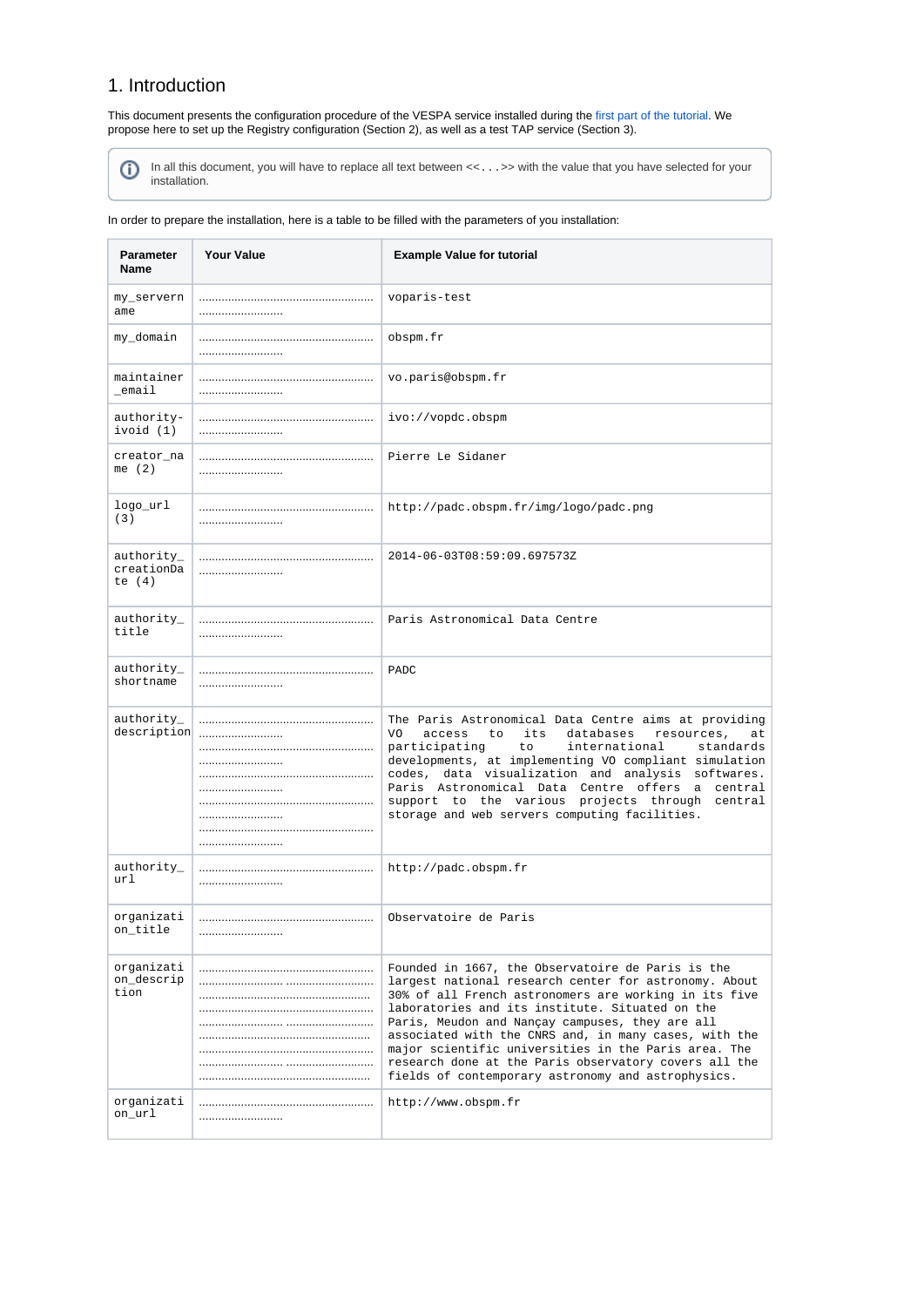# 1. Introduction

This document presents the configuration procedure of the VESPA service installed during the first part of the tutorial. We propose here to set up the Registry configuration (Section 2), as well as a test TAP service (Section 3).

> In all this document, you will have to replace all text between <<...>> with the value that you have selected for your installation.

In order to prepare the installation, here is a table to be filled with the parameters of you installation:

| Parameter Name | Your Value | Example Value for tutorial |
|---|---|---|
| my_servername | ..................................................................... ......................... | voparis-test |
| my_domain | ..................................................................... ......................... | obspm.fr |
| maintainer_email | ..................................................................... ......................... | vo.paris@obspm.fr |
| authority-ivoid (1) | ..................................................................... ......................... | ivo://vopdc.obspm |
| creator_name (2) | ..................................................................... ......................... | Pierre Le Sidaner |
| logo_url (3) | ..................................................................... ......................... | http://padc.obspm.fr/img/logo/padc.png |
| authority_creationDate (4) | ..................................................................... ......................... | 2014-06-03T08:59:09.697573Z |
| authority_title | ..................................................................... ......................... | Paris Astronomical Data Centre |
| authority_shortname | ..................................................................... ......................... | PADC |
| authority_description | ..................................................................... ......................... ..................................................................... ......................... ..................................................................... ......................... ..................................................................... ......................... ..................................................................... ......................... | The Paris Astronomical Data Centre aims at providing VO access to its databases resources, at participating to international standards developments, at implementing VO compliant simulation codes, data visualization and analysis softwares. Paris Astronomical Data Centre offers a central support to the various projects through central storage and web servers computing facilities. |
| authority_url | ..................................................................... ......................... | http://padc.obspm.fr |
| organization_title | ..................................................................... ......................... | Observatoire de Paris |
| organization_description | ..................................................................... ......................... ......................... ..................................................................... ......................... ......................... ..................................................................... ......................... ......................... ..................................................................... | Founded in 1667, the Observatoire de Paris is the largest national research center for astronomy. About 30% of all French astronomers are working in its five laboratories and its institute. Situated on the Paris, Meudon and Nançay campuses, they are all associated with the CNRS and, in many cases, with the major scientific universities in the Paris area. The research done at the Paris observatory covers all the fields of contemporary astronomy and astrophysics. |
| organization_url | ..................................................................... ......................... | http://www.obspm.fr |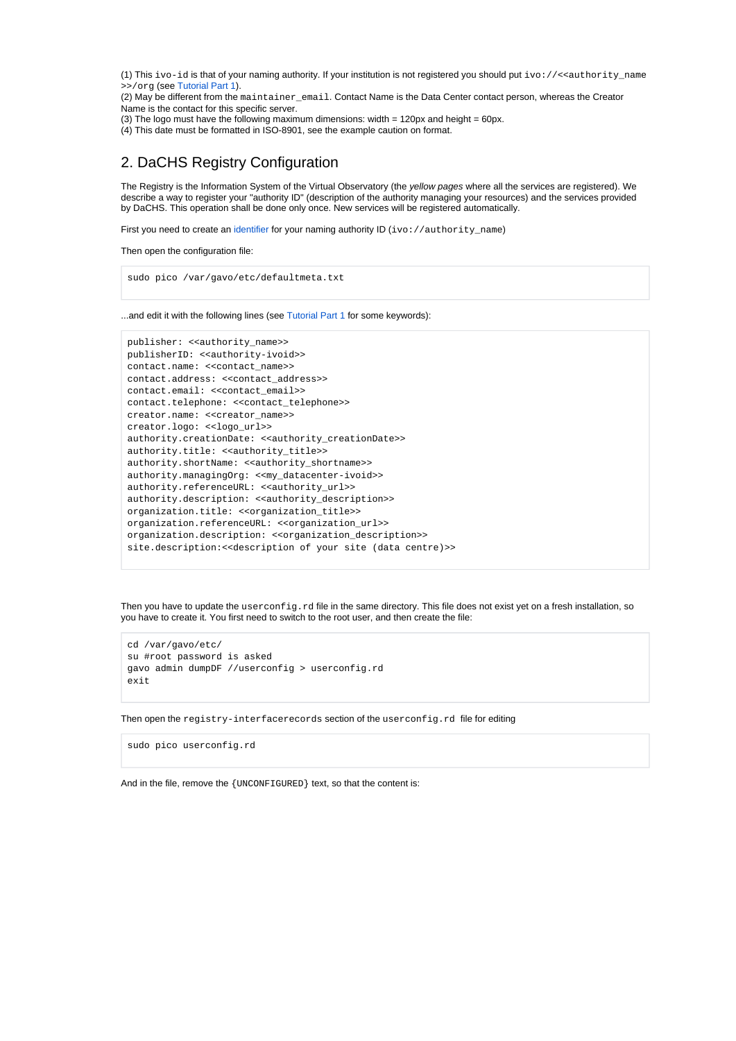(1) This `ivo-id` is that of your naming authority. If your institution is not registered you should put `ivo://<<authority_name>>/org` (see Tutorial Part 1).
(2) May be different from the `maintainer_email`. Contact Name is the Data Center contact person, whereas the Creator Name is the contact for this specific server.
(3) The logo must have the following maximum dimensions: width = 120px and height = 60px.
(4) This date must be formatted in ISO-8901, see the example caution on format.

## 2. DaCHS Registry Configuration

The Registry is the Information System of the Virtual Observatory (the *yellow pages* where all the services are registered). We describe a way to register your "authority ID" (description of the authority managing your resources) and the services provided by DaCHS. This operation shall be done only once. New services will be registered automatically.

First you need to create an identifier for your naming authority ID (`ivo://authority_name`)

Then open the configuration file:

```
sudo pico /var/gavo/etc/defaultmeta.txt
```

...and edit it with the following lines (see Tutorial Part 1 for some keywords):

```
publisher: <<authority_name>>
publisherID: <<authority-ivoid>>
contact.name: <<contact_name>>
contact.address: <<contact_address>>
contact.email: <<contact_email>>
contact.telephone: <<contact_telephone>>
creator.name: <<creator_name>>
creator.logo: <<logo_url>>
authority.creationDate: <<authority_creationDate>>
authority.title: <<authority_title>>
authority.shortName: <<authority_shortname>>
authority.managingOrg: <<my_datacenter-ivoid>>
authority.referenceURL: <<authority_url>>
authority.description: <<authority_description>>
organization.title: <<organization_title>>
organization.referenceURL: <<organization_url>>
organization.description: <<organization_description>>
site.description:<<description of your site (data centre)>>
```

Then you have to update the `userconfig.rd` file in the same directory. This file does not exist yet on a fresh installation, so you have to create it. You first need to switch to the root user, and then create the file:

```
cd /var/gavo/etc/
su #root password is asked
gavo admin dumpDF //userconfig > userconfig.rd
exit
```

Then open the `registry-interfacerecords` section of the `userconfig.rd` file for editing

```
sudo pico userconfig.rd
```

And in the file, remove the `{UNCONFIGURED}` text, so that the content is: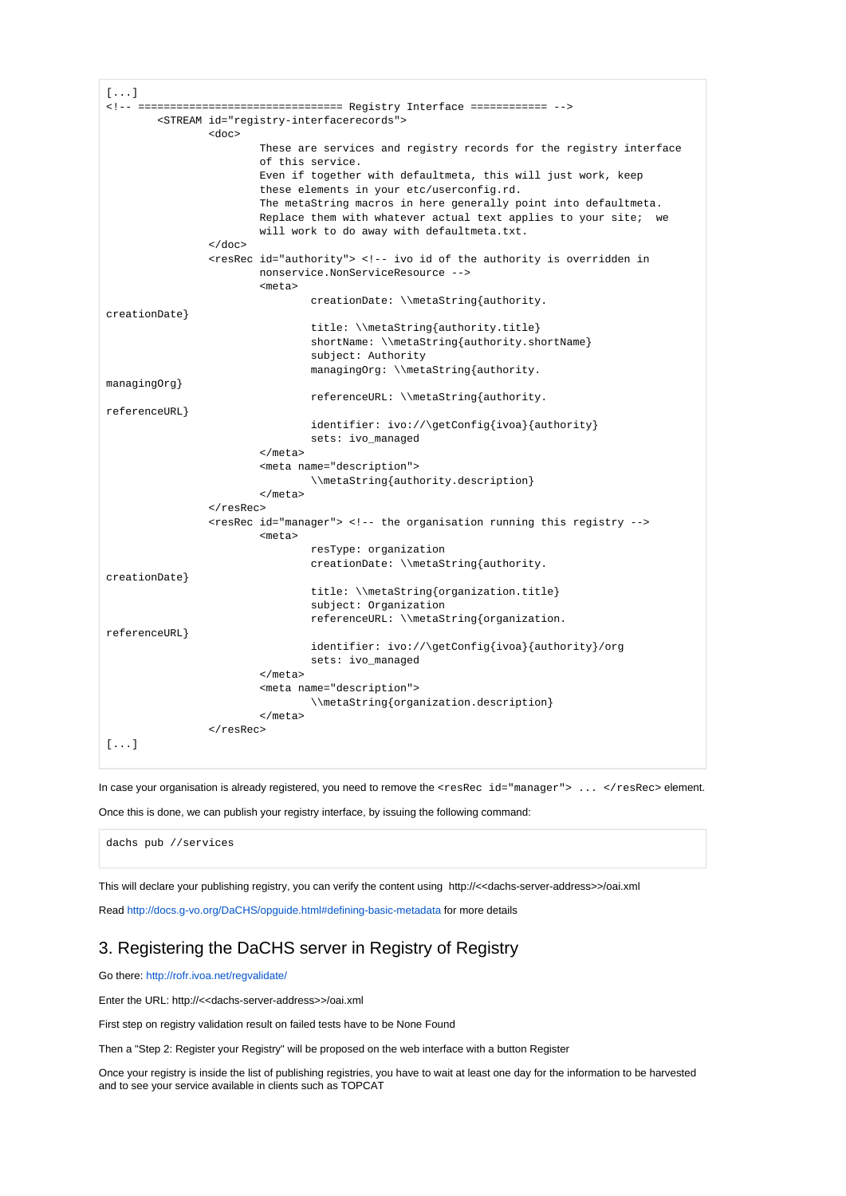```
[...]
<!-- ================================ Registry Interface ============ -->
        <STREAM id="registry-interfacerecords">
                <doc>
                        These are services and registry records for the registry interface
                        of this service.
                        Even if together with defaultmeta, this will just work, keep
                        these elements in your etc/userconfig.rd.
                        The metaString macros in here generally point into defaultmeta.
                        Replace them with whatever actual text applies to your site;  we
                        will work to do away with defaultmeta.txt.
                </doc>
                <resRec id="authority"> <!-- ivo id of the authority is overridden in
                        nonservice.NonServiceResource -->
                        <meta>
                                creationDate: \\metaString{authority.
creationDate}
                                title: \\metaString{authority.title}
                                shortName: \\metaString{authority.shortName}
                                subject: Authority
                                managingOrg: \\metaString{authority.
managingOrg}
                                referenceURL: \\metaString{authority.
referenceURL}
                                identifier: ivo://\getConfig{ivoa}{authority}
                                sets: ivo_managed
                        </meta>
                        <meta name="description">
                                \\metaString{authority.description}
                        </meta>
                </resRec>
                <resRec id="manager"> <!-- the organisation running this registry -->
                        <meta>
                                resType: organization
                                creationDate: \\metaString{authority.
creationDate}
                                title: \\metaString{organization.title}
                                subject: Organization
                                referenceURL: \\metaString{organization.
referenceURL}
                                identifier: ivo://\getConfig{ivoa}{authority}/org
                                sets: ivo_managed
                        </meta>
                        <meta name="description">
                                \\metaString{organization.description}
                        </meta>
                </resRec>
[...]
```

In case your organisation is already registered, you need to remove the `<resRec id="manager"> ... </resRec>` element.

Once this is done, we can publish your registry interface, by issuing the following command:

```
dachs pub //services
```

This will declare your publishing registry, you can verify the content using http://<<dachs-server-address>>/oai.xml

Read http://docs.g-vo.org/DaCHS/opguide.html#defining-basic-metadata for more details

## 3. Registering the DaCHS server in Registry of Registry

Go there: http://rofr.ivoa.net/regvalidate/

Enter the URL: http://<<dachs-server-address>>/oai.xml

First step on registry validation result on failed tests have to be None Found

Then a "Step 2: Register your Registry" will be proposed on the web interface with a button Register

Once your registry is inside the list of publishing registries, you have to wait at least one day for the information to be harvested and to see your service available in clients such as TOPCAT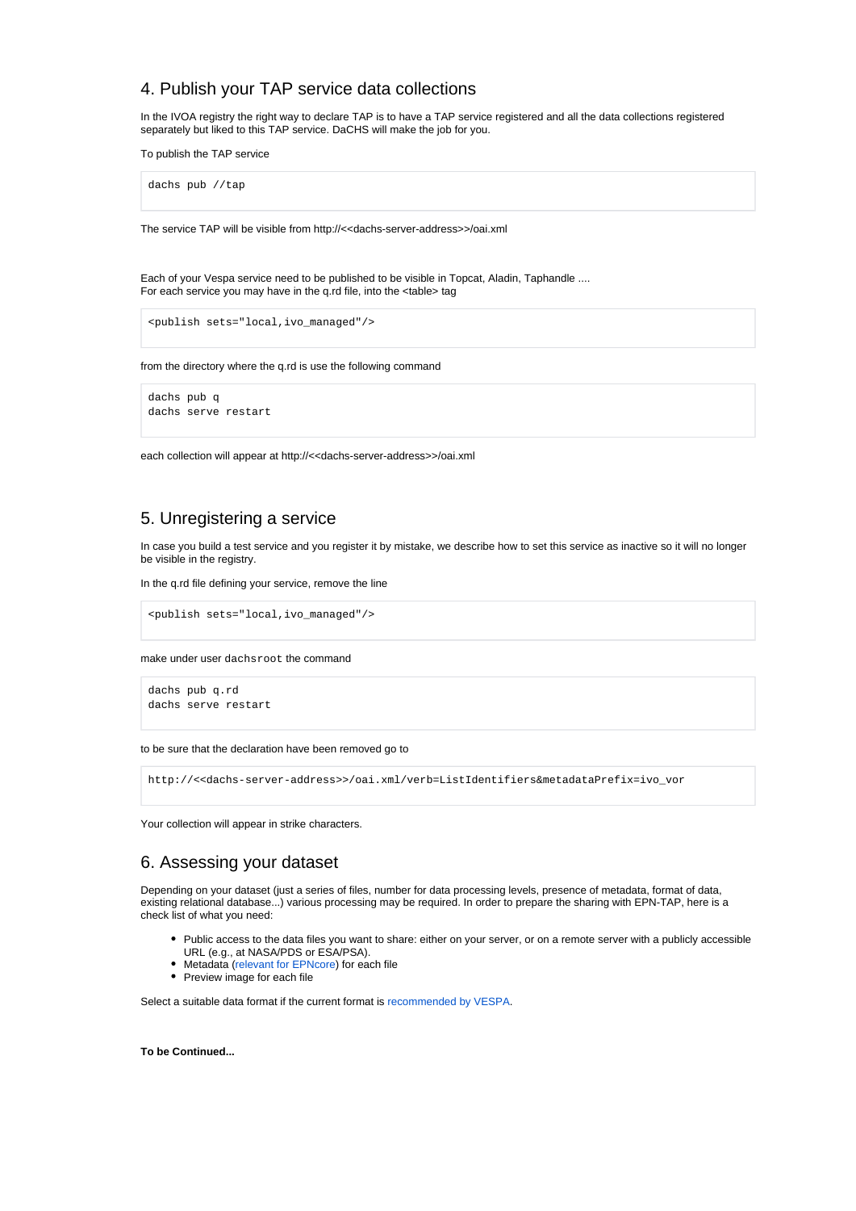## 4. Publish your TAP service data collections

In the IVOA registry the right way to declare TAP is to have a TAP service registered and all the data collections registered separately but liked to this TAP service. DaCHS will make the job for you.

To publish the TAP service

```
dachs pub //tap
```

The service TAP will be visible from http://<<dachs-server-address>>/oai.xml

Each of your Vespa service need to be published to be visible in Topcat, Aladin, Taphandle ....
For each service you may have in the q.rd file, into the <table> tag

```
<publish sets="local,ivo_managed"/>
```

from the directory where the q.rd is use the following command

```
dachs pub q
dachs serve restart
```

each collection will appear at http://<<dachs-server-address>>/oai.xml

## 5. Unregistering a service

In case you build a test service and you register it by mistake, we describe how to set this service as inactive so it will no longer be visible in the registry.

In the q.rd file defining your service, remove the line

```
<publish sets="local,ivo_managed"/>
```

make under user `dachsroot` the command

```
dachs pub q.rd
dachs serve restart
```

to be sure that the declaration have been removed go to

```
http://<<dachs-server-address>>/oai.xml/verb=ListIdentifiers&metadataPrefix=ivo_vor
```

Your collection will appear in strike characters.

## 6. Assessing your dataset

Depending on your dataset (just a series of files, number for data processing levels, presence of metadata, format of data, existing relational database...) various processing may be required. In order to prepare the sharing with EPN-TAP, here is a check list of what you need:

- Public access to the data files you want to share: either on your server, or on a remote server with a publicly accessible URL (e.g., at NASA/PDS or ESA/PSA).
- Metadata (relevant for EPNcore) for each file
- Preview image for each file

Select a suitable data format if the current format is recommended by VESPA.

**To be Continued...**